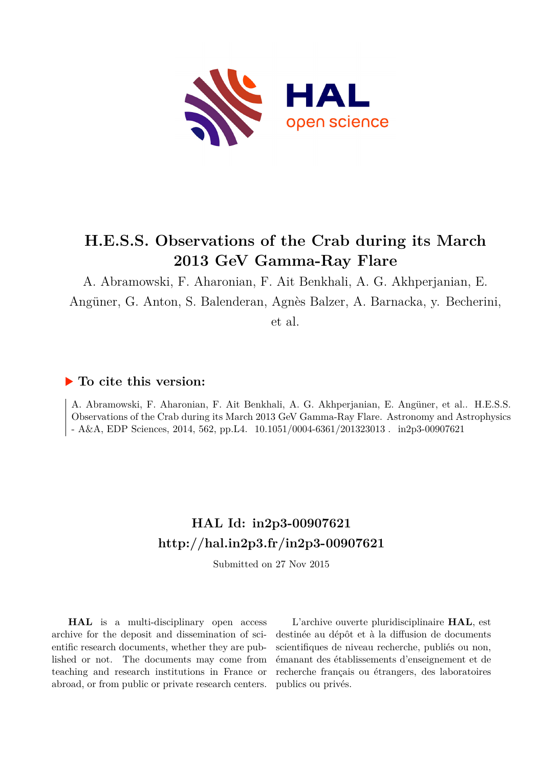# H.E.S.S. Observations of the Crab during its March 2013 GeV Gamma-Ray Flare

A. Abramowski, F. Aharonian, F. Ait Benkhali, A. G. Akhperjanian, E. Angüner, G. Anton, S. Balenderan, Agnès Balzer, A. Barnacka, y. Becherini, et al.

## ▶ To cite this version:

A. Abramowski, F. Aharonian, F. Ait Benkhali, A. G. Akhperjanian, E. Angüner, et al.. H.E.S.S. Observations of the Crab during its March 2013 GeV Gamma-Ray Flare. Astronomy and Astrophysics - A&A, EDP Sciences, 2014, 562, pp.L4. 10.1051/0004-6361/201323013 . in2p3-00907621

## HAL Id: in2p3-00907621

## http://hal.in2p3.fr/in2p3-00907621

Submitted on 27 Nov 2015

**HAL** is a multi-disciplinary open access archive for the deposit and dissemination of scientific research documents, whether they are published or not. The documents may come from teaching and research institutions in France or abroad, or from public or private research centers.

L'archive ouverte pluridisciplinaire **HAL**, est destinée au dépôt et à la diffusion de documents scientifiques de niveau recherche, publiés ou non, émanant des établissements d'enseignement et de recherche français ou étrangers, des laboratoires publics ou privés.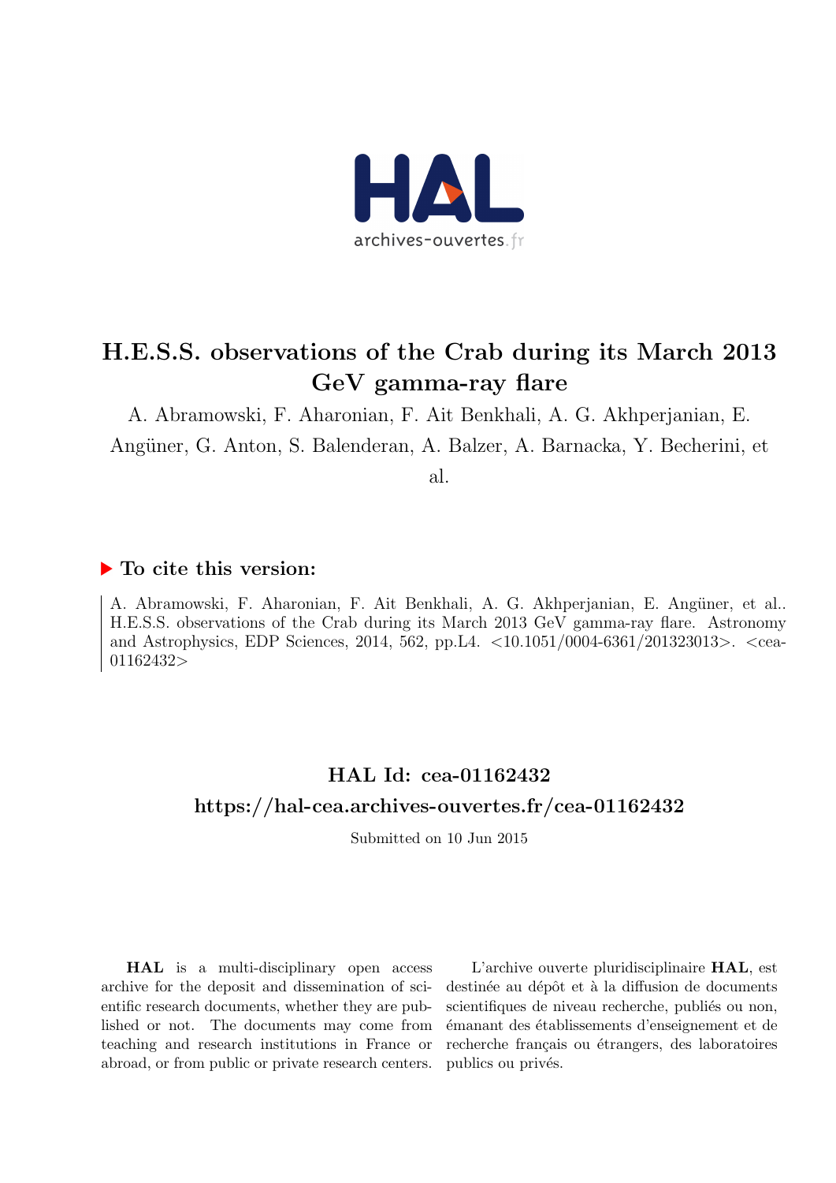# H.E.S.S. observations of the Crab during its March 2013 GeV gamma-ray flare

A. Abramowski, F. Aharonian, F. Ait Benkhali, A. G. Akhperjanian, E. Angüner, G. Anton, S. Balenderan, A. Balzer, A. Barnacka, Y. Becherini, et al.

## ▶ To cite this version:

A. Abramowski, F. Aharonian, F. Ait Benkhali, A. G. Akhperjanian, E. Angüner, et al.. H.E.S.S. observations of the Crab during its March 2013 GeV gamma-ray flare. Astronomy and Astrophysics, EDP Sciences, 2014, 562, pp.L4. <10.1051/0004-6361/201323013>. <cea-01162432>

## HAL Id: cea-01162432
## https://hal-cea.archives-ouvertes.fr/cea-01162432

Submitted on 10 Jun 2015

**HAL** is a multi-disciplinary open access archive for the deposit and dissemination of scientific research documents, whether they are published or not. The documents may come from teaching and research institutions in France or abroad, or from public or private research centers.

L'archive ouverte pluridisciplinaire **HAL**, est destinée au dépôt et à la diffusion de documents scientifiques de niveau recherche, publiés ou non, émanant des établissements d'enseignement et de recherche français ou étrangers, des laboratoires publics ou privés.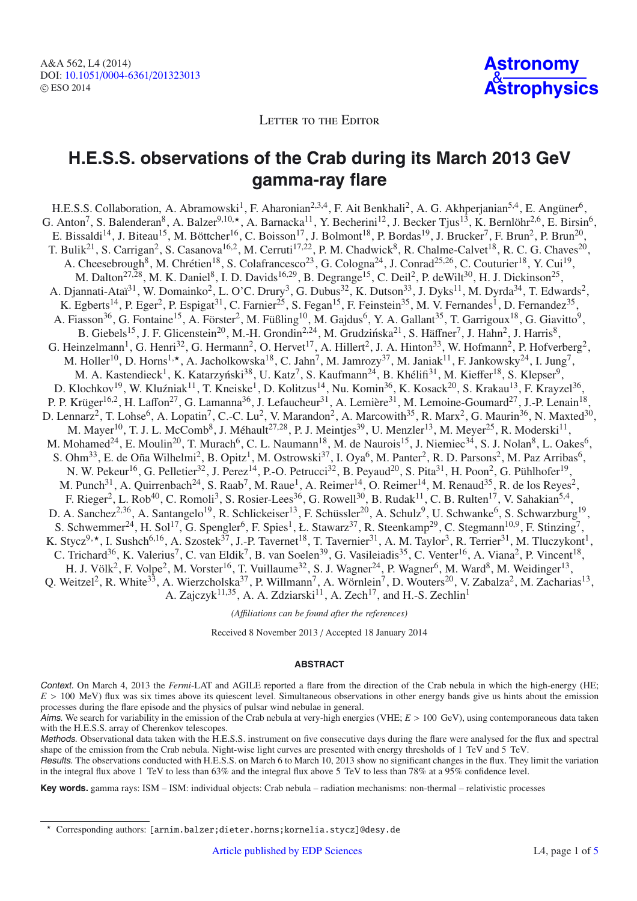Letter to the Editor

# H.E.S.S. observations of the Crab during its March 2013 GeV gamma-ray flare

H.E.S.S. Collaboration, A. Abramowski[1], F. Aharonian[2,3,4], F. Ait Benkhali[2], A. G. Akhperjanian[5,4], E. Angüner[6], G. Anton[7], S. Balenderan[8], A. Balzer[9,10,⋆], A. Barnacka[11], Y. Becherini[12], J. Becker Tjus[13], K. Bernlöhr[2,6], E. Birsin[6], E. Bissaldi[14], J. Biteau[15], M. Böttcher[16], C. Boisson[17], J. Bolmont[18], P. Bordas[19], J. Brucker[7], F. Brun[2], P. Brun[20], T. Bulik[21], S. Carrigan[2], S. Casanova[16,2], M. Cerruti[17,22], P. M. Chadwick[8], R. Chalme-Calvet[18], R. C. G. Chaves[20], A. Cheesebrough[8], M. Chrétien[18], S. Colafrancesco[23], G. Cologna[24], J. Conrad[25,26], C. Couturier[18], Y. Cui[19], M. Dalton[27,28], M. K. Daniel[8], I. D. Davids[16,29], B. Degrange[15], C. Deil[2], P. deWilt[30], H. J. Dickinson[25], A. Djannati-Ataï[31], W. Domainko[2], L. O'C. Drury[3], G. Dubus[32], K. Dutson[33], J. Dyks[11], M. Dyrda[34], T. Edwards[2], K. Egberts[14], P. Eger[2], P. Espigat[31], C. Farnier[25], S. Fegan[15], F. Feinstein[35], M. V. Fernandes[1], D. Fernandez[35], A. Fiasson[36], G. Fontaine[15], A. Förster[2], M. Füßling[10], M. Gajdus[6], Y. A. Gallant[35], T. Garrigoux[18], G. Giavitto[9], B. Giebels[15], J. F. Glicenstein[20], M.-H. Grondin[2,24], M. Grudzińska[21], S. Häffner[7], J. Hahn[2], J. Harris[8], G. Heinzelmann[1], G. Henri[32], G. Hermann[2], O. Hervet[17], A. Hillert[2], J. A. Hinton[33], W. Hofmann[2], P. Hofverberg[2], M. Holler[10], D. Horns[1,⋆], A. Jacholkowska[18], C. Jahn[7], M. Jamrozy[37], M. Janiak[11], F. Jankowsky[24], I. Jung[7], M. A. Kastendieck[1], K. Katarzyński[38], U. Katz[7], S. Kaufmann[24], B. Khélifi[31], M. Kieffer[18], S. Klepser[9], D. Klochkov[19], W. Kluźniak[11], T. Kneiske[1], D. Kolitzus[14], Nu. Komin[36], K. Kosack[20], S. Krakau[13], F. Krayzel[36], P. P. Krüger[16,2], H. Laffon[27], G. Lamanna[36], J. Lefaucheur[31], A. Lemière[31], M. Lemoine-Goumard[27], J.-P. Lenain[18], D. Lennarz[2], T. Lohse[6], A. Lopatin[7], C.-C. Lu[2], V. Marandon[2], A. Marcowith[35], R. Marx[2], G. Maurin[36], N. Maxted[30], M. Mayer[10], T. J. L. McComb[8], J. Méhault[27,28], P. J. Meintjes[39], U. Menzler[13], M. Meyer[25], R. Moderski[11], M. Mohamed[24], E. Moulin[20], T. Murach[6], C. L. Naumann[18], M. de Naurois[15], J. Niemiec[34], S. J. Nolan[8], L. Oakes[6], S. Ohm[33], E. de Oña Wilhelmi[2], B. Opitz[1], M. Ostrowski[37], I. Oya[6], M. Panter[2], R. D. Parsons[2], M. Paz Arribas[6], N. W. Pekeur[16], G. Pelletier[32], J. Perez[14], P.-O. Petrucci[32], B. Peyaud[20], S. Pita[31], H. Poon[2], G. Pühlhofer[19], M. Punch[31], A. Quirrenbach[24], S. Raab[7], M. Raue[1], A. Reimer[14], O. Reimer[14], M. Renaud[35], R. de los Reyes[2], F. Rieger[2], L. Rob[40], C. Romoli[3], S. Rosier-Lees[36], G. Rowell[30], B. Rudak[11], C. B. Rulten[17], V. Sahakian[5,4], D. A. Sanchez[2,36], A. Santangelo[19], R. Schlickeiser[13], F. Schüssler[20], A. Schulz[9], U. Schwanke[6], S. Schwarzburg[19], S. Schwemmer[24], H. Sol[17], G. Spengler[6], F. Spies[1], Ł. Stawarz[37], R. Steenkamp[29], C. Stegmann[10,9], F. Stinzing[7], K. Stycz[9,⋆], I. Sushch[6,16], A. Szostek[37], J.-P. Tavernet[18], T. Tavernier[31], A. M. Taylor[3], R. Terrier[31], M. Tluczykont[1], C. Trichard[36], K. Valerius[7], C. van Eldik[7], B. van Soelen[39], G. Vasileiadis[35], C. Venter[16], A. Viana[2], P. Vincent[18], H. J. Völk[2], F. Volpe[2], M. Vorster[16], T. Vuillaume[32], S. J. Wagner[24], P. Wagner[6], M. Ward[8], M. Weidinger[13], Q. Weitzel[2], R. White[33], A. Wierzcholska[37], P. Willmann[7], A. Wörnlein[7], D. Wouters[20], V. Zabalza[2], M. Zacharias[13], A. Zajczyk[11,35], A. A. Zdziarski[11], A. Zech[17], and H.-S. Zechlin[1]

*(Affiliations can be found after the references)*

Received 8 November 2013 / Accepted 18 January 2014

## ABSTRACT

*Context.* On March 4, 2013 the *Fermi*-LAT and AGILE reported a flare from the direction of the Crab nebula in which the high-energy (HE; $E > 100$ MeV) flux was six times above its quiescent level. Simultaneous observations in other energy bands give us hints about the emission processes during the flare episode and the physics of pulsar wind nebulae in general.

*Aims.* We search for variability in the emission of the Crab nebula at very-high energies (VHE; $E > 100$ GeV), using contemporaneous data taken with the H.E.S.S. array of Cherenkov telescopes.

*Methods.* Observational data taken with the H.E.S.S. instrument on five consecutive days during the flare were analysed for the flux and spectral shape of the emission from the Crab nebula. Night-wise light curves are presented with energy thresholds of 1 TeV and 5 TeV.

*Results.* The observations conducted with H.E.S.S. on March 6 to March 10, 2013 show no significant changes in the flux. They limit the variation in the integral flux above 1 TeV to less than 63% and the integral flux above 5 TeV to less than 78% at a 95% confidence level.

**Key words.** gamma rays: ISM – ISM: individual objects: Crab nebula – radiation mechanisms: non-thermal – relativistic processes

⋆ Corresponding authors: [arnim.balzer;dieter.horns;kornelia.stycz]@desy.de

Article published by EDP Sciences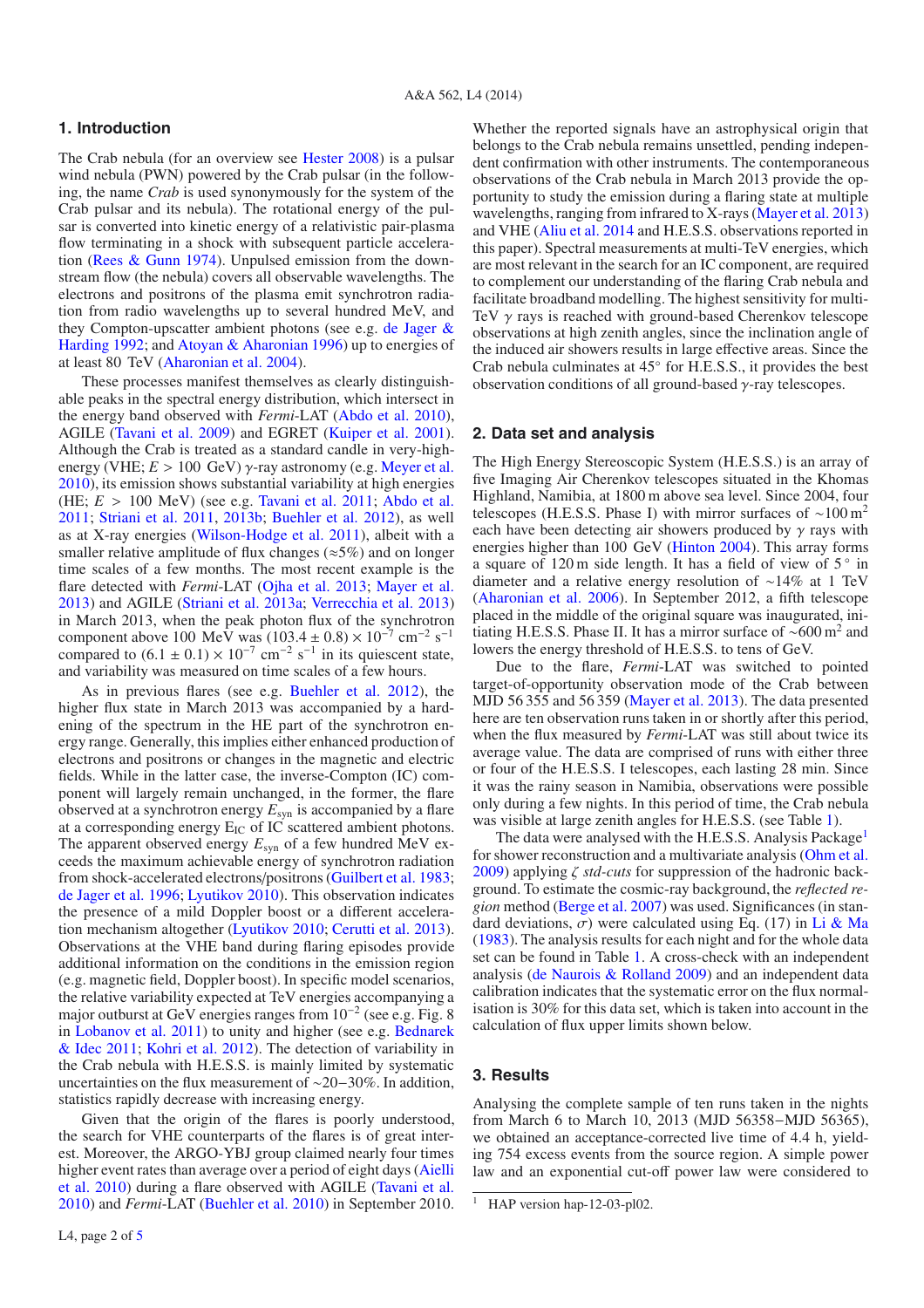## 1. Introduction

The Crab nebula (for an overview see Hester 2008) is a pulsar wind nebula (PWN) powered by the Crab pulsar (in the following, the name *Crab* is used synonymously for the system of the Crab pulsar and its nebula). The rotational energy of the pulsar is converted into kinetic energy of a relativistic pair-plasma flow terminating in a shock with subsequent particle acceleration (Rees & Gunn 1974). Unpulsed emission from the downstream flow (the nebula) covers all observable wavelengths. The electrons and positrons of the plasma emit synchrotron radiation from radio wavelengths up to several hundred MeV, and they Compton-upscatter ambient photons (see e.g. de Jager & Harding 1992; and Atoyan & Aharonian 1996) up to energies of at least 80 TeV (Aharonian et al. 2004).

These processes manifest themselves as clearly distinguishable peaks in the spectral energy distribution, which intersect in the energy band observed with *Fermi*-LAT (Abdo et al. 2010), AGILE (Tavani et al. 2009) and EGRET (Kuiper et al. 2001). Although the Crab is treated as a standard candle in very-high-energy (VHE; $E$ > 100 GeV) $\gamma$-ray astronomy (e.g. Meyer et al. 2010), its emission shows substantial variability at high energies (HE; $E$ > 100 MeV) (see e.g. Tavani et al. 2011; Abdo et al. 2011; Striani et al. 2011, 2013b; Buehler et al. 2012), as well as at X-ray energies (Wilson-Hodge et al. 2011), albeit with a smaller relative amplitude of flux changes (≈5%) and on longer time scales of a few months. The most recent example is the flare detected with *Fermi*-LAT (Ojha et al. 2013; Mayer et al. 2013) and AGILE (Striani et al. 2013a; Verrecchia et al. 2013) in March 2013, when the peak photon flux of the synchrotron component above 100 MeV was $(103.4 \pm 0.8) \times 10^{-7}$ cm$^{-2}$ s$^{-1}$ compared to $(6.1 \pm 0.1) \times 10^{-7}$ cm$^{-2}$ s$^{-1}$ in its quiescent state, and variability was measured on time scales of a few hours.

As in previous flares (see e.g. Buehler et al. 2012), the higher flux state in March 2013 was accompanied by a hardening of the spectrum in the HE part of the synchrotron energy range. Generally, this implies either enhanced production of electrons and positrons or changes in the magnetic and electric fields. While in the latter case, the inverse-Compton (IC) component will largely remain unchanged, in the former, the flare observed at a synchrotron energy $E_{\mathrm{syn}}$ is accompanied by a flare at a corresponding energy $E_{\mathrm{IC}}$ of IC scattered ambient photons. The apparent observed energy $E_{\mathrm{syn}}$ of a few hundred MeV exceeds the maximum achievable energy of synchrotron radiation from shock-accelerated electrons/positrons (Guilbert et al. 1983; de Jager et al. 1996; Lyutikov 2010). This observation indicates the presence of a mild Doppler boost or a different acceleration mechanism altogether (Lyutikov 2010; Cerutti et al. 2013). Observations at the VHE band during flaring episodes provide additional information on the conditions in the emission region (e.g. magnetic field, Doppler boost). In specific model scenarios, the relative variability expected at TeV energies accompanying a major outburst at GeV energies ranges from $10^{-2}$ (see e.g. Fig. 8 in Lobanov et al. 2011) to unity and higher (see e.g. Bednarek & Idec 2011; Kohri et al. 2012). The detection of variability in the Crab nebula with H.E.S.S. is mainly limited by systematic uncertainties on the flux measurement of ~20−30%. In addition, statistics rapidly decrease with increasing energy.

Given that the origin of the flares is poorly understood, the search for VHE counterparts of the flares is of great interest. Moreover, the ARGO-YBJ group claimed nearly four times higher event rates than average over a period of eight days (Aielli et al. 2010) during a flare observed with AGILE (Tavani et al. 2010) and *Fermi*-LAT (Buehler et al. 2010) in September 2010. Whether the reported signals have an astrophysical origin that belongs to the Crab nebula remains unsettled, pending independent confirmation with other instruments. The contemporaneous observations of the Crab nebula in March 2013 provide the opportunity to study the emission during a flaring state at multiple wavelengths, ranging from infrared to X-rays (Mayer et al. 2013) and VHE (Aliu et al. 2014 and H.E.S.S. observations reported in this paper). Spectral measurements at multi-TeV energies, which are most relevant in the search for an IC component, are required to complement our understanding of the flaring Crab nebula and facilitate broadband modelling. The highest sensitivity for multi-TeV $\gamma$ rays is reached with ground-based Cherenkov telescope observations at high zenith angles, since the inclination angle of the induced air showers results in large effective areas. Since the Crab nebula culminates at 45° for H.E.S.S., it provides the best observation conditions of all ground-based $\gamma$-ray telescopes.

## 2. Data set and analysis

The High Energy Stereoscopic System (H.E.S.S.) is an array of five Imaging Air Cherenkov telescopes situated in the Khomas Highland, Namibia, at 1800 m above sea level. Since 2004, four telescopes (H.E.S.S. Phase I) with mirror surfaces of ~100 m$^2$ each have been detecting air showers produced by $\gamma$ rays with energies higher than 100 GeV (Hinton 2004). This array forms a square of 120 m side length. It has a field of view of 5° in diameter and a relative energy resolution of ~14% at 1 TeV (Aharonian et al. 2006). In September 2012, a fifth telescope placed in the middle of the original square was inaugurated, initiating H.E.S.S. Phase II. It has a mirror surface of ~600 m$^2$ and lowers the energy threshold of H.E.S.S. to tens of GeV.

Due to the flare, *Fermi*-LAT was switched to pointed target-of-opportunity observation mode of the Crab between MJD 56 355 and 56 359 (Mayer et al. 2013). The data presented here are ten observation runs taken in or shortly after this period, when the flux measured by *Fermi*-LAT was still about twice its average value. The data are comprised of runs with either three or four of the H.E.S.S. I telescopes, each lasting 28 min. Since it was the rainy season in Namibia, observations were possible only during a few nights. In this period of time, the Crab nebula was visible at large zenith angles for H.E.S.S. (see Table 1).

The data were analysed with the H.E.S.S. Analysis Package[1] for shower reconstruction and a multivariate analysis (Ohm et al. 2009) applying $\zeta$ *std-cuts* for suppression of the hadronic background. To estimate the cosmic-ray background, the *reflected region* method (Berge et al. 2007) was used. Significances (in standard deviations, $\sigma$) were calculated using Eq. (17) in Li & Ma (1983). The analysis results for each night and for the whole data set can be found in Table 1. A cross-check with an independent analysis (de Naurois & Rolland 2009) and an independent data calibration indicates that the systematic error on the flux normalisation is 30% for this data set, which is taken into account in the calculation of flux upper limits shown below.

## 3. Results

Analysing the complete sample of ten runs taken in the nights from March 6 to March 10, 2013 (MJD 56358–MJD 56365), we obtained an acceptance-corrected live time of 4.4 h, yielding 754 excess events from the source region. A simple power law and an exponential cut-off power law were considered to

[1] HAP version hap-12-03-pl02.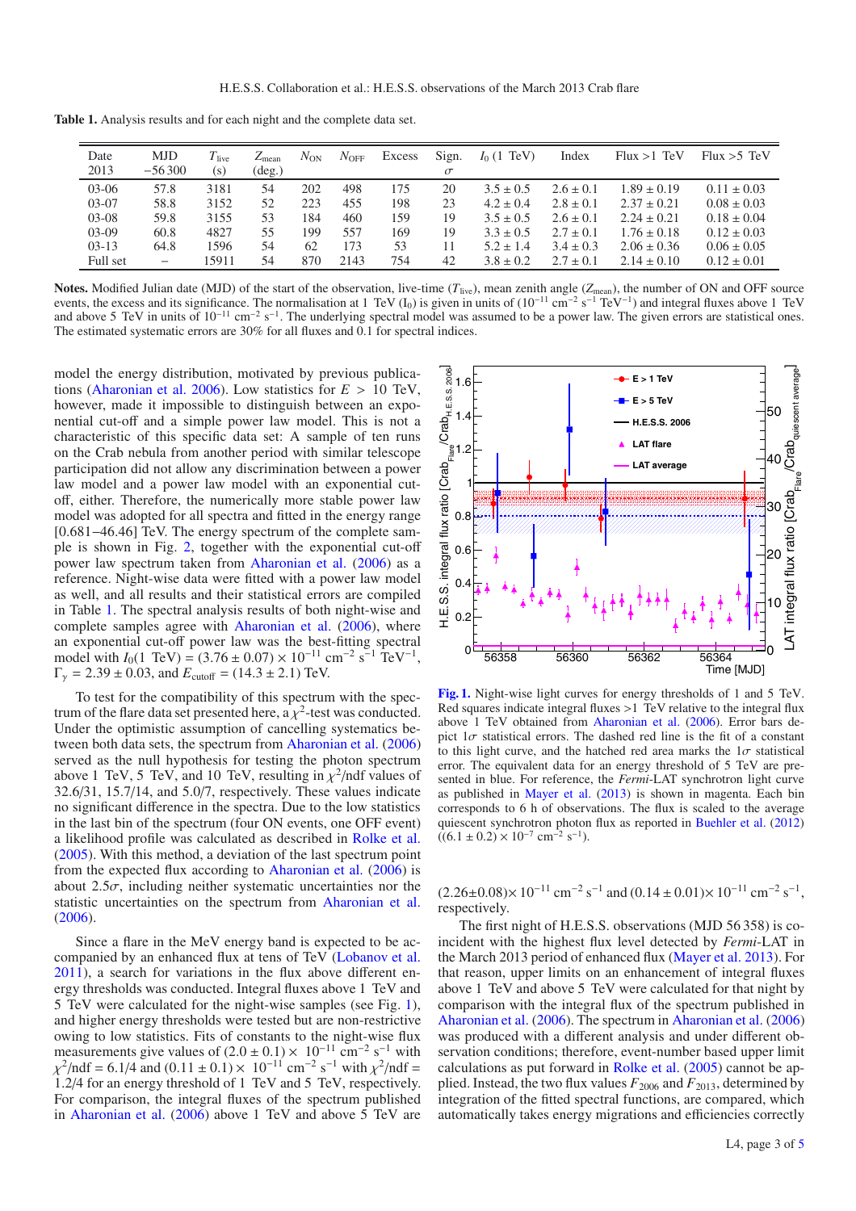**Table 1.** Analysis results and for each night and the complete data set.

| Date 2013 | MJD −56 300 | $T_{\rm live}$ (s) | $Z_{\rm mean}$ (deg.) | $N_{\rm ON}$ | $N_{\rm OFF}$ | Excess | Sign. $\sigma$ | $I_0$ (1 TeV) | Index | Flux >1 TeV | Flux >5 TeV |
|---|---|---|---|---|---|---|---|---|---|---|---|
| 03-06 | 57.8 | 3181 | 54 | 202 | 498 | 175 | 20 | $3.5 \pm 0.5$ | $2.6 \pm 0.1$ | $1.89 \pm 0.19$ | $0.11 \pm 0.03$ |
| 03-07 | 58.8 | 3152 | 52 | 223 | 455 | 198 | 23 | $4.2 \pm 0.4$ | $2.8 \pm 0.1$ | $2.37 \pm 0.21$ | $0.08 \pm 0.03$ |
| 03-08 | 59.8 | 3155 | 53 | 184 | 460 | 159 | 19 | $3.5 \pm 0.5$ | $2.6 \pm 0.1$ | $2.24 \pm 0.21$ | $0.18 \pm 0.04$ |
| 03-09 | 60.8 | 4827 | 55 | 199 | 557 | 169 | 19 | $3.3 \pm 0.5$ | $2.7 \pm 0.1$ | $1.76 \pm 0.18$ | $0.12 \pm 0.03$ |
| 03-13 | 64.8 | 1596 | 54 | 62 | 173 | 53 | 11 | $5.2 \pm 1.4$ | $3.4 \pm 0.3$ | $2.06 \pm 0.36$ | $0.06 \pm 0.05$ |
| Full set | – | 15911 | 54 | 870 | 2143 | 754 | 42 | $3.8 \pm 0.2$ | $2.7 \pm 0.1$ | $2.14 \pm 0.10$ | $0.12 \pm 0.01$ |

**Notes.** Modified Julian date (MJD) of the start of the observation, live-time ($T_{\rm live}$), mean zenith angle ($Z_{\rm mean}$), the number of ON and OFF source events, the excess and its significance. The normalisation at 1 TeV ($I_0$) is given in units of ($10^{-11}$ cm$^{-2}$ s$^{-1}$ TeV$^{-1}$) and integral fluxes above 1 TeV and above 5 TeV in units of $10^{-11}$ cm$^{-2}$ s$^{-1}$. The underlying spectral model was assumed to be a power law. The given errors are statistical ones. The estimated systematic errors are 30% for all fluxes and 0.1 for spectral indices.

model the energy distribution, motivated by previous publications (Aharonian et al. 2006). Low statistics for $E > 10$ TeV, however, made it impossible to distinguish between an exponential cut-off and a simple power law model. This is not a characteristic of this specific data set: A sample of ten runs on the Crab nebula from another period with similar telescope participation did not allow any discrimination between a power law model and a power law model with an exponential cut-off, either. Therefore, the numerically more stable power law model was adopted for all spectra and fitted in the energy range [0.681−46.46] TeV. The energy spectrum of the complete sample is shown in Fig. 2, together with the exponential cut-off power law spectrum taken from Aharonian et al. (2006) as a reference. Night-wise data were fitted with a power law model as well, and all results and their statistical errors are compiled in Table 1. The spectral analysis results of both night-wise and complete samples agree with Aharonian et al. (2006), where an exponential cut-off power law was the best-fitting spectral model with $I_0(1\text{ TeV}) = (3.76 \pm 0.07) \times 10^{-11}$ cm$^{-2}$ s$^{-1}$ TeV$^{-1}$, $\Gamma_\gamma = 2.39 \pm 0.03$, and $E_{\rm cutoff} = (14.3 \pm 2.1)$ TeV.

To test for the compatibility of this spectrum with the spectrum of the flare data set presented here, a $\chi^2$-test was conducted. Under the optimistic assumption of cancelling systematics between both data sets, the spectrum from Aharonian et al. (2006) served as the null hypothesis for testing the photon spectrum above 1 TeV, 5 TeV, and 10 TeV, resulting in $\chi^2$/ndf values of 32.6/31, 15.7/14, and 5.0/7, respectively. These values indicate no significant difference in the spectra. Due to the low statistics in the last bin of the spectrum (four ON events, one OFF event) a likelihood profile was calculated as described in Rolke et al. (2005). With this method, a deviation of the last spectrum point from the expected flux according to Aharonian et al. (2006) is about 2.5$\sigma$, including neither systematic uncertainties nor the statistic uncertainties on the spectrum from Aharonian et al. (2006).

Since a flare in the MeV energy band is expected to be accompanied by an enhanced flux at tens of TeV (Lobanov et al. 2011), a search for variations in the flux above different energy thresholds was conducted. Integral fluxes above 1 TeV and 5 TeV were calculated for the night-wise samples (see Fig. 1), and higher energy thresholds were tested but are non-restrictive owing to low statistics. Fits of constants to the night-wise flux measurements give values of $(2.0 \pm 0.1) \times 10^{-11}$ cm$^{-2}$ s$^{-1}$ with $\chi^2$/ndf = 6.1/4 and $(0.11 \pm 0.1) \times 10^{-11}$ cm$^{-2}$ s$^{-1}$ with $\chi^2$/ndf = 1.2/4 for an energy threshold of 1 TeV and 5 TeV, respectively. For comparison, the integral fluxes of the spectrum published in Aharonian et al. (2006) above 1 TeV and above 5 TeV are $(2.26\pm0.08)\times 10^{-11}$ cm$^{-2}$ s$^{-1}$ and $(0.14 \pm 0.01)\times 10^{-11}$ cm$^{-2}$ s$^{-1}$, respectively.

H.E.S.S. integral flux ratio [Crab$_{\rm Flare}$/Crab$_{\rm H.E.S.S.\,2006}$]
LAT integral flux ratio [Crab$_{\rm Flare}$/Crab$_{\rm quiescent\ average}$]
Time [MJD]
E > 1 TeV
E > 5 TeV
H.E.S.S. 2006
LAT flare
LAT average

**Fig. 1.** Night-wise light curves for energy thresholds of 1 and 5 TeV. Red squares indicate integral fluxes >1 TeV relative to the integral flux above 1 TeV obtained from Aharonian et al. (2006). Error bars depict 1$\sigma$ statistical errors. The dashed red line is the fit of a constant to this light curve, and the hatched red area marks the 1$\sigma$ statistical error. The equivalent data for an energy threshold of 5 TeV are presented in blue. For reference, the *Fermi*-LAT synchrotron light curve as published in Mayer et al. (2013) is shown in magenta. Each bin corresponds to 6 h of observations. The flux is scaled to the average quiescent synchrotron photon flux as reported in Buehler et al. (2012) ($(6.1 \pm 0.2) \times 10^{-7}$ cm$^{-2}$ s$^{-1}$).

The first night of H.E.S.S. observations (MJD 56 358) is coincident with the highest flux level detected by *Fermi*-LAT in the March 2013 period of enhanced flux (Mayer et al. 2013). For that reason, upper limits on an enhancement of integral fluxes above 1 TeV and above 5 TeV were calculated for that night by comparison with the integral flux of the spectrum published in Aharonian et al. (2006). The spectrum in Aharonian et al. (2006) was produced with a different analysis and under different observation conditions; therefore, event-number based upper limit calculations as put forward in Rolke et al. (2005) cannot be applied. Instead, the two flux values $F_{2006}$ and $F_{2013}$, determined by integration of the fitted spectral functions, are compared, which automatically takes energy migrations and efficiencies correctly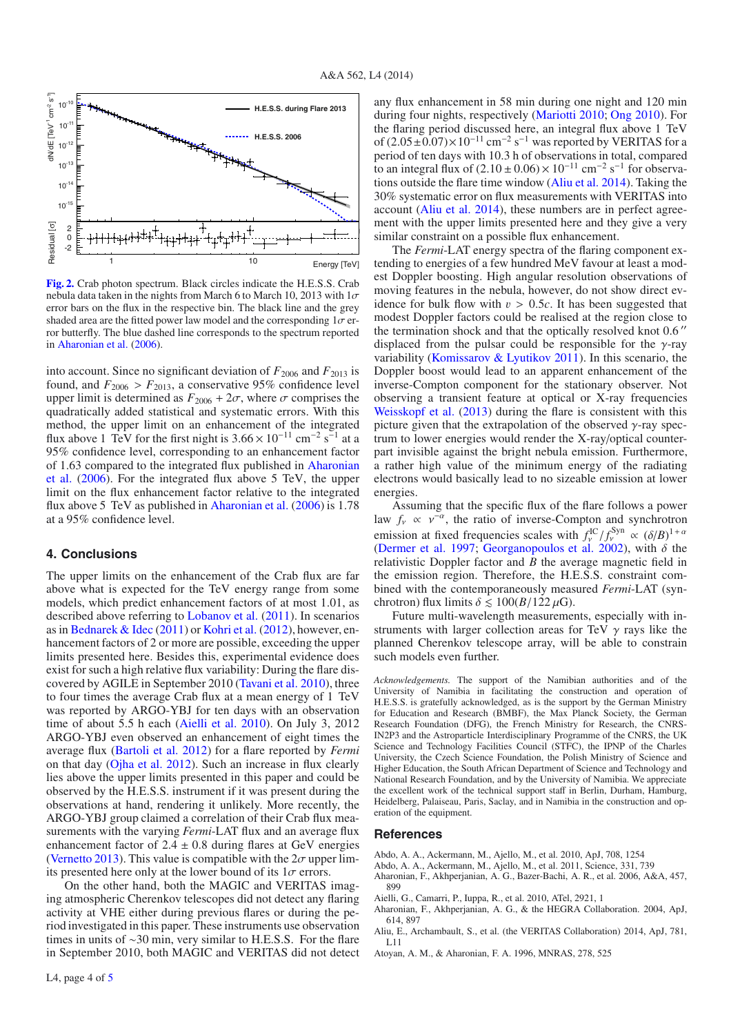dN/dE [TeV$^{-1}$ cm$^{-2}$ s$^{-1}$]

$10^{-10}$
$10^{-11}$
$10^{-12}$
$10^{-13}$
$10^{-14}$
$10^{-15}$

H.E.S.S. during Flare 2013

H.E.S.S. 2006

Residual [σ]

2
0
-2

1
10

Energy [TeV]

**Fig. 2.** Crab photon spectrum. Black circles indicate the H.E.S.S. Crab nebula data taken in the nights from March 6 to March 10, 2013 with 1$\sigma$ error bars on the flux in the respective bin. The black line and the grey shaded area are the fitted power law model and the corresponding 1$\sigma$ error butterfly. The blue dashed line corresponds to the spectrum reported in Aharonian et al. (2006).

into account. Since no significant deviation of $F_{2006}$ and $F_{2013}$ is found, and $F_{2006} > F_{2013}$, a conservative 95% confidence level upper limit is determined as $F_{2006} + 2\sigma$, where $\sigma$ comprises the quadratically added statistical and systematic errors. With this method, the upper limit on an enhancement of the integrated flux above 1 TeV for the first night is $3.66 \times 10^{-11}$ cm$^{-2}$ s$^{-1}$ at a 95% confidence level, corresponding to an enhancement factor of 1.63 compared to the integrated flux published in Aharonian et al. (2006). For the integrated flux above 5 TeV, the upper limit on the flux enhancement factor relative to the integrated flux above 5 TeV as published in Aharonian et al. (2006) is 1.78 at a 95% confidence level.

## 4. Conclusions

The upper limits on the enhancement of the Crab flux are far above what is expected for the TeV energy range from some models, which predict enhancement factors of at most 1.01, as described above referring to Lobanov et al. (2011). In scenarios as in Bednarek & Idec (2011) or Kohri et al. (2012), however, enhancement factors of 2 or more are possible, exceeding the upper limits presented here. Besides this, experimental evidence does exist for such a high relative flux variability: During the flare discovered by AGILE in September 2010 (Tavani et al. 2010), three to four times the average Crab flux at a mean energy of 1 TeV was reported by ARGO-YBJ for ten days with an observation time of about 5.5 h each (Aielli et al. 2010). On July 3, 2012 ARGO-YBJ even observed an enhancement of eight times the average flux (Bartoli et al. 2012) for a flare reported by *Fermi* on that day (Ojha et al. 2012). Such an increase in flux clearly lies above the upper limits presented in this paper and could be observed by the H.E.S.S. instrument if it was present during the observations at hand, rendering it unlikely. More recently, the ARGO-YBJ group claimed a correlation of their Crab flux measurements with the varying *Fermi*-LAT flux and an average flux enhancement factor of 2.4 ± 0.8 during flares at GeV energies (Vernetto 2013). This value is compatible with the 2$\sigma$ upper limits presented here only at the lower bound of its 1$\sigma$ errors.

On the other hand, both the MAGIC and VERITAS imaging atmospheric Cherenkov telescopes did not detect any flaring activity at VHE either during previous flares or during the period investigated in this paper. These instruments use observation times in units of ~30 min, very similar to H.E.S.S. For the flare in September 2010, both MAGIC and VERITAS did not detect any flux enhancement in 58 min during one night and 120 min during four nights, respectively (Mariotti 2010; Ong 2010). For the flaring period discussed here, an integral flux above 1 TeV of $(2.05 \pm 0.07) \times 10^{-11}$ cm$^{-2}$ s$^{-1}$ was reported by VERITAS for a period of ten days with 10.3 h of observations in total, compared to an integral flux of $(2.10 \pm 0.06) \times 10^{-11}$ cm$^{-2}$ s$^{-1}$ for observations outside the flare time window (Aliu et al. 2014). Taking the 30% systematic error on flux measurements with VERITAS into account (Aliu et al. 2014), these numbers are in perfect agreement with the upper limits presented here and they give a very similar constraint on a possible flux enhancement.

The *Fermi*-LAT energy spectra of the flaring component extending to energies of a few hundred MeV favour at least a modest Doppler boosting. High angular resolution observations of moving features in the nebula, however, do not show direct evidence for bulk flow with $v > 0.5c$. It has been suggested that modest Doppler factors could be realised at the region close to the termination shock and that the optically resolved knot 0.6″ displaced from the pulsar could be responsible for the $\gamma$-ray variability (Komissarov & Lyutikov 2011). In this scenario, the Doppler boost would lead to an apparent enhancement of the inverse-Compton component for the stationary observer. Not observing a transient feature at optical or X-ray frequencies Weisskopf et al. (2013) during the flare is consistent with this picture given that the extrapolation of the observed $\gamma$-ray spectrum to lower energies would render the X-ray/optical counterpart invisible against the bright nebula emission. Furthermore, a rather high value of the minimum energy of the radiating electrons would basically lead to no sizeable emission at lower energies.

Assuming that the specific flux of the flare follows a power law $f_\nu \propto \nu^{-\alpha}$, the ratio of inverse-Compton and synchrotron emission at fixed frequencies scales with $f_\nu^{\rm IC}/f_\nu^{\rm Syn} \propto (\delta/B)^{1+\alpha}$ (Dermer et al. 1997; Georganopoulos et al. 2002), with $\delta$ the relativistic Doppler factor and $B$ the average magnetic field in the emission region. Therefore, the H.E.S.S. constraint combined with the contemporaneously measured *Fermi*-LAT (synchrotron) flux limits $\delta \lesssim 100(B/122\,\mu{\rm G})$.

Future multi-wavelength measurements, especially with instruments with larger collection areas for TeV $\gamma$ rays like the planned Cherenkov telescope array, will be able to constrain such models even further.

*Acknowledgements.* The support of the Namibian authorities and of the University of Namibia in facilitating the construction and operation of H.E.S.S. is gratefully acknowledged, as is the support by the German Ministry for Education and Research (BMBF), the Max Planck Society, the German Research Foundation (DFG), the French Ministry for Research, the CNRS-IN2P3 and the Astroparticle Interdisciplinary Programme of the CNRS, the UK Science and Technology Facilities Council (STFC), the IPNP of the Charles University, the Czech Science Foundation, the Polish Ministry of Science and Higher Education, the South African Department of Science and Technology and National Research Foundation, and by the University of Namibia. We appreciate the excellent work of the technical support staff in Berlin, Durham, Hamburg, Heidelberg, Palaiseau, Paris, Saclay, and in Namibia in the construction and operation of the equipment.

## References

Abdo, A. A., Ackermann, M., Ajello, M., et al. 2010, ApJ, 708, 1254

Abdo, A. A., Ackermann, M., Ajello, M., et al. 2011, Science, 331, 739

Aharonian, F., Akhperjanian, A. G., Bazer-Bachi, A. R., et al. 2006, A&A, 457, 899

Aielli, G., Camarri, P., Iuppa, R., et al. 2010, ATel, 2921, 1

Aharonian, F., Akhperjanian, A. G., & the HEGRA Collaboration. 2004, ApJ, 614, 897

Aliu, E., Archambault, S., et al. (the VERITAS Collaboration) 2014, ApJ, 781, L11

Atoyan, A. M., & Aharonian, F. A. 1996, MNRAS, 278, 525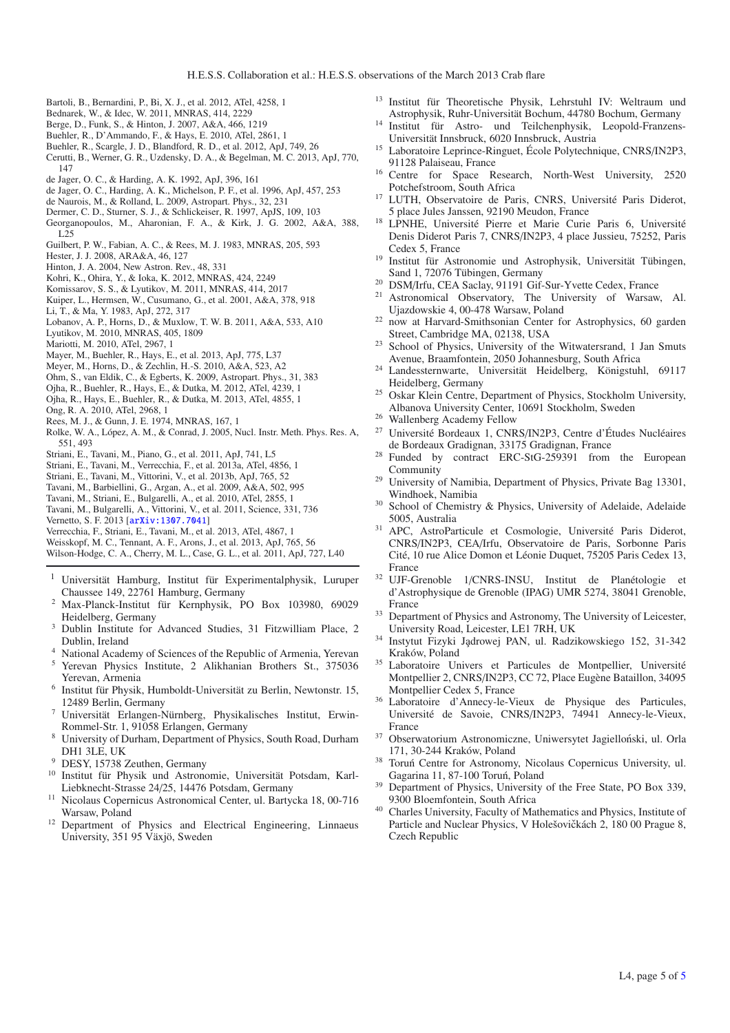Bartoli, B., Bernardini, P., Bi, X. J., et al. 2012, ATel, 4258, 1
Bednarek, W., & Idec, W. 2011, MNRAS, 414, 2229
Berge, D., Funk, S., & Hinton, J. 2007, A&A, 466, 1219
Buehler, R., D'Ammando, F., & Hays, E. 2010, ATel, 2861, 1
Buehler, R., Scargle, J. D., Blandford, R. D., et al. 2012, ApJ, 749, 26
Cerutti, B., Werner, G. R., Uzdensky, D. A., & Begelman, M. C. 2013, ApJ, 770, 147
de Jager, O. C., & Harding, A. K. 1992, ApJ, 396, 161
de Jager, O. C., Harding, A. K., Michelson, P. F., et al. 1996, ApJ, 457, 253
de Naurois, M., & Rolland, L. 2009, Astropart. Phys., 32, 231
Dermer, C. D., Sturner, S. J., & Schlickeiser, R. 1997, ApJS, 109, 103
Georganopoulos, M., Aharonian, F. A., & Kirk, J. G. 2002, A&A, 388, L25
Guilbert, P. W., Fabian, A. C., & Rees, M. J. 1983, MNRAS, 205, 593
Hester, J. J. 2008, ARA&A, 46, 127
Hinton, J. A. 2004, New Astron. Rev., 48, 331
Kohri, K., Ohira, Y., & Ioka, K. 2012, MNRAS, 424, 2249
Komissarov, S. S., & Lyutikov, M. 2011, MNRAS, 414, 2017
Kuiper, L., Hermsen, W., Cusumano, G., et al. 2001, A&A, 378, 918
Li, T., & Ma, Y. 1983, ApJ, 272, 317
Lobanov, A. P., Horns, D., & Muxlow, T. W. B. 2011, A&A, 533, A10
Lyutikov, M. 2010, MNRAS, 405, 1809
Mariotti, M. 2010, ATel, 2967, 1
Mayer, M., Buehler, R., Hays, E., et al. 2013, ApJ, 775, L37
Meyer, M., Horns, D., & Zechlin, H.-S. 2010, A&A, 523, A2
Ohm, S., van Eldik, C., & Egberts, K. 2009, Astropart. Phys., 31, 383
Ojha, R., Buehler, R., Hays, E., & Dutka, M. 2012, ATel, 4239, 1
Ojha, R., Hays, E., Buehler, R., & Dutka, M. 2013, ATel, 4855, 1
Ong, R. A. 2010, ATel, 2968, 1
Rees, M. J., & Gunn, J. E. 1974, MNRAS, 167, 1
Rolke, W. A., López, A. M., & Conrad, J. 2005, Nucl. Instr. Meth. Phys. Res. A, 551, 493
Striani, E., Tavani, M., Piano, G., et al. 2011, ApJ, 741, L5
Striani, E., Tavani, M., Verrecchia, F., et al. 2013a, ATel, 4856, 1
Striani, E., Tavani, M., Vittorini, V., et al. 2013b, ApJ, 765, 52
Tavani, M., Barbiellini, G., Argan, A., et al. 2009, A&A, 502, 995
Tavani, M., Striani, E., Bulgarelli, A., et al. 2010, ATel, 2855, 1
Tavani, M., Bulgarelli, A., Vittorini, V., et al. 2011, Science, 331, 736
Vernetto, S. F. 2013 [arXiv:1307.7041]
Verrecchia, F., Striani, E., Tavani, M., et al. 2013, ATel, 4867, 1
Weisskopf, M. C., Tennant, A. F., Arons, J., et al. 2013, ApJ, 765, 56
Wilson-Hodge, C. A., Cherry, M. L., Case, G. L., et al. 2011, ApJ, 727, L40

---

[1] Universität Hamburg, Institut für Experimentalphysik, Luruper Chaussee 149, 22761 Hamburg, Germany
[2] Max-Planck-Institut für Kernphysik, PO Box 103980, 69029 Heidelberg, Germany
[3] Dublin Institute for Advanced Studies, 31 Fitzwilliam Place, 2 Dublin, Ireland
[4] National Academy of Sciences of the Republic of Armenia, Yerevan
[5] Yerevan Physics Institute, 2 Alikhanian Brothers St., 375036 Yerevan, Armenia
[6] Institut für Physik, Humboldt-Universität zu Berlin, Newtonstr. 15, 12489 Berlin, Germany
[7] Universität Erlangen-Nürnberg, Physikalisches Institut, Erwin-Rommel-Str. 1, 91058 Erlangen, Germany
[8] University of Durham, Department of Physics, South Road, Durham DH1 3LE, UK
[9] DESY, 15738 Zeuthen, Germany
[10] Institut für Physik und Astronomie, Universität Potsdam, Karl-Liebknecht-Strasse 24/25, 14476 Potsdam, Germany
[11] Nicolaus Copernicus Astronomical Center, ul. Bartycka 18, 00-716 Warsaw, Poland
[12] Department of Physics and Electrical Engineering, Linnaeus University, 351 95 Växjö, Sweden
[13] Institut für Theoretische Physik, Lehrstuhl IV: Weltraum und Astrophysik, Ruhr-Universität Bochum, 44780 Bochum, Germany
[14] Institut für Astro- und Teilchenphysik, Leopold-Franzens-Universität Innsbruck, 6020 Innsbruck, Austria
[15] Laboratoire Leprince-Ringuet, École Polytechnique, CNRS/IN2P3, 91128 Palaiseau, France
[16] Centre for Space Research, North-West University, 2520 Potchefstroom, South Africa
[17] LUTH, Observatoire de Paris, CNRS, Université Paris Diderot, 5 place Jules Janssen, 92190 Meudon, France
[18] LPNHE, Université Pierre et Marie Curie Paris 6, Université Denis Diderot Paris 7, CNRS/IN2P3, 4 place Jussieu, 75252, Paris Cedex 5, France
[19] Institut für Astronomie und Astrophysik, Universität Tübingen, Sand 1, 72076 Tübingen, Germany
[20] DSM/Irfu, CEA Saclay, 91191 Gif-Sur-Yvette Cedex, France
[21] Astronomical Observatory, The University of Warsaw, Al. Ujazdowskie 4, 00-478 Warsaw, Poland
[22] now at Harvard-Smithsonian Center for Astrophysics, 60 garden Street, Cambridge MA, 02138, USA
[23] School of Physics, University of the Witwatersrand, 1 Jan Smuts Avenue, Braamfontein, 2050 Johannesburg, South Africa
[24] Landessternwarte, Universität Heidelberg, Königstuhl, 69117 Heidelberg, Germany
[25] Oskar Klein Centre, Department of Physics, Stockholm University, Albanova University Center, 10691 Stockholm, Sweden
[26] Wallenberg Academy Fellow
[27] Université Bordeaux 1, CNRS/IN2P3, Centre d'Études Nucléaires de Bordeaux Gradignan, 33175 Gradignan, France
[28] Funded by contract ERC-StG-259391 from the European Community
[29] University of Namibia, Department of Physics, Private Bag 13301, Windhoek, Namibia
[30] School of Chemistry & Physics, University of Adelaide, Adelaide 5005, Australia
[31] APC, AstroParticule et Cosmologie, Université Paris Diderot, CNRS/IN2P3, CEA/Irfu, Observatoire de Paris, Sorbonne Paris Cité, 10 rue Alice Domon et Léonie Duquet, 75205 Paris Cedex 13, France
[32] UJF-Grenoble 1/CNRS-INSU, Institut de Planétologie et d'Astrophysique de Grenoble (IPAG) UMR 5274, 38041 Grenoble, France
[33] Department of Physics and Astronomy, The University of Leicester, University Road, Leicester, LE1 7RH, UK
[34] Instytut Fizyki Jądrowej PAN, ul. Radzikowskiego 152, 31-342 Kraków, Poland
[35] Laboratoire Univers et Particules de Montpellier, Université Montpellier 2, CNRS/IN2P3, CC 72, Place Eugène Bataillon, 34095 Montpellier Cedex 5, France
[36] Laboratoire d'Annecy-le-Vieux de Physique des Particules, Université de Savoie, CNRS/IN2P3, 74941 Annecy-le-Vieux, France
[37] Obserwatorium Astronomiczne, Uniwersytet Jagielloński, ul. Orla 171, 30-244 Kraków, Poland
[38] Toruń Centre for Astronomy, Nicolaus Copernicus University, ul. Gagarina 11, 87-100 Toruń, Poland
[39] Department of Physics, University of the Free State, PO Box 339, 9300 Bloemfontein, South Africa
[40] Charles University, Faculty of Mathematics and Physics, Institute of Particle and Nuclear Physics, V Holešovičkách 2, 180 00 Prague 8, Czech Republic